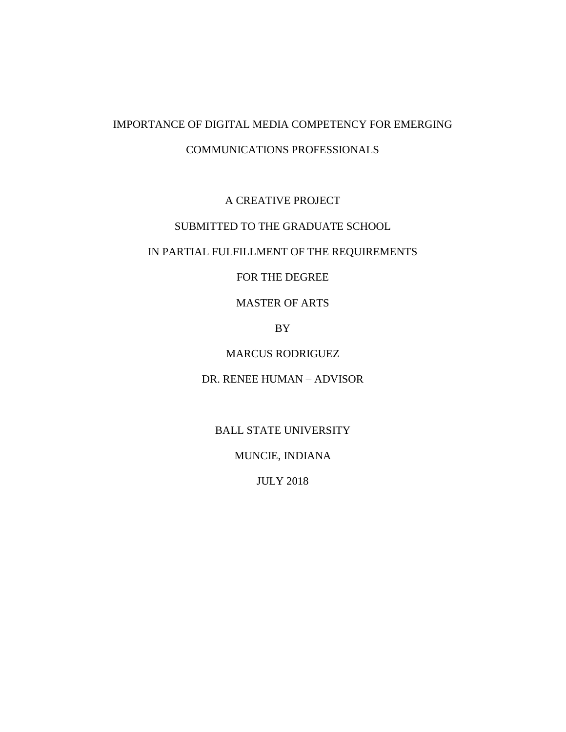# IMPORTANCE OF DIGITAL MEDIA COMPETENCY FOR EMERGING COMMUNICATIONS PROFESSIONALS

A CREATIVE PROJECT

SUBMITTED TO THE GRADUATE SCHOOL

IN PARTIAL FULFILLMENT OF THE REQUIREMENTS

FOR THE DEGREE

MASTER OF ARTS

BY

MARCUS RODRIGUEZ

DR. RENEE HUMAN – ADVISOR

BALL STATE UNIVERSITY

MUNCIE, INDIANA

JULY 2018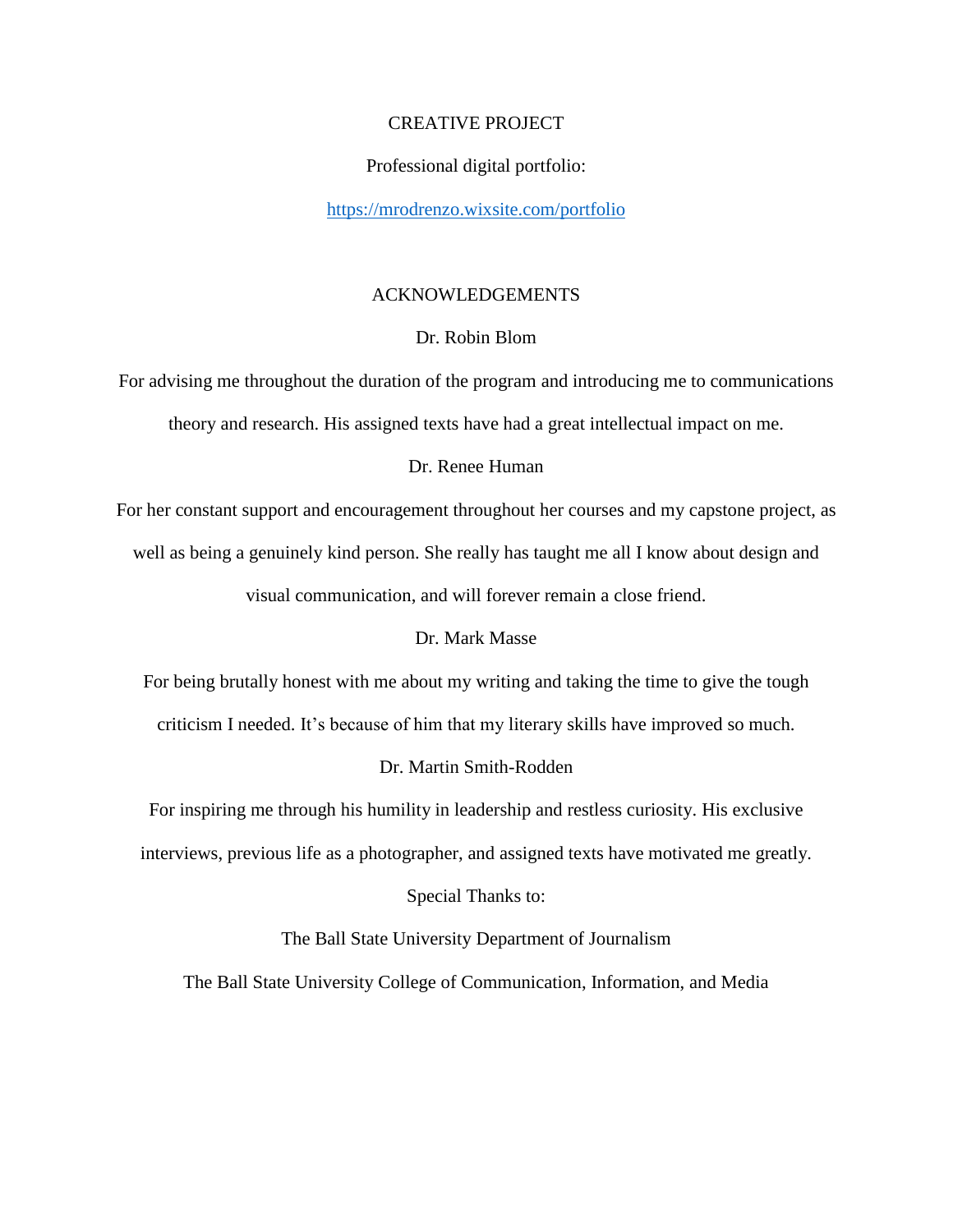## CREATIVE PROJECT

Professional digital portfolio:

https://mrodrenzo.wixsite.com/portfolio

## ACKNOWLEDGEMENTS

Dr. Robin Blom

For advising me throughout the duration of the program and introducing me to communications theory and research. His assigned texts have had a great intellectual impact on me.

Dr. Renee Human

For her constant support and encouragement throughout her courses and my capstone project, as well as being a genuinely kind person. She really has taught me all I know about design and visual communication, and will forever remain a close friend.

Dr. Mark Masse

For being brutally honest with me about my writing and taking the time to give the tough criticism I needed. It's because of him that my literary skills have improved so much.

Dr. Martin Smith-Rodden

For inspiring me through his humility in leadership and restless curiosity. His exclusive interviews, previous life as a photographer, and assigned texts have motivated me greatly.

Special Thanks to:

The Ball State University Department of Journalism

The Ball State University College of Communication, Information, and Media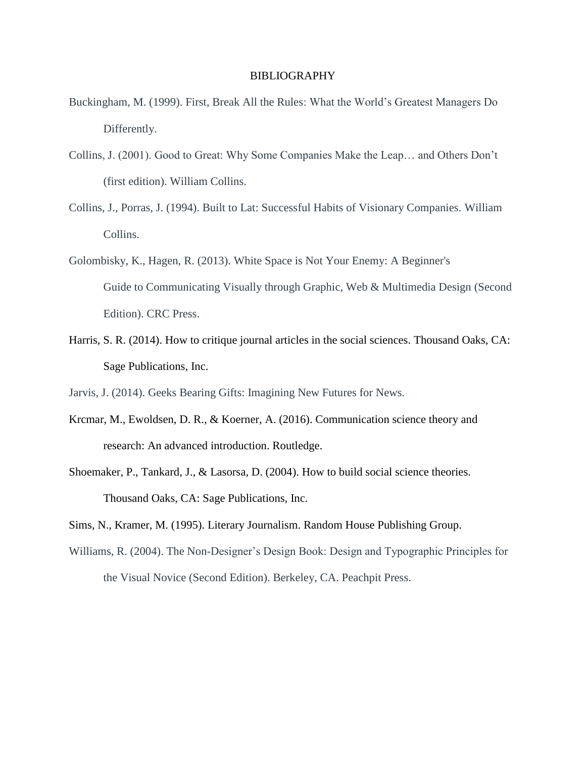# BIBLIOGRAPHY

Buckingham, M. (1999). First, Break All the Rules: What the World's Greatest Managers Do Differently.

Collins, J. (2001). Good to Great: Why Some Companies Make the Leap… and Others Don't (first edition). William Collins.

Collins, J., Porras, J. (1994). Built to Lat: Successful Habits of Visionary Companies. William Collins.

Golombisky, K., Hagen, R. (2013). White Space is Not Your Enemy: A Beginner's Guide to Communicating Visually through Graphic, Web & Multimedia Design (Second Edition). CRC Press.

Harris, S. R. (2014). How to critique journal articles in the social sciences. Thousand Oaks, CA: Sage Publications, Inc.

Jarvis, J. (2014). Geeks Bearing Gifts: Imagining New Futures for News.

Krcmar, M., Ewoldsen, D. R., & Koerner, A. (2016). Communication science theory and research: An advanced introduction. Routledge.

Shoemaker, P., Tankard, J., & Lasorsa, D. (2004). How to build social science theories. Thousand Oaks, CA: Sage Publications, Inc.

Sims, N., Kramer, M. (1995). Literary Journalism. Random House Publishing Group.

Williams, R. (2004). The Non-Designer's Design Book: Design and Typographic Principles for the Visual Novice (Second Edition). Berkeley, CA. Peachpit Press.